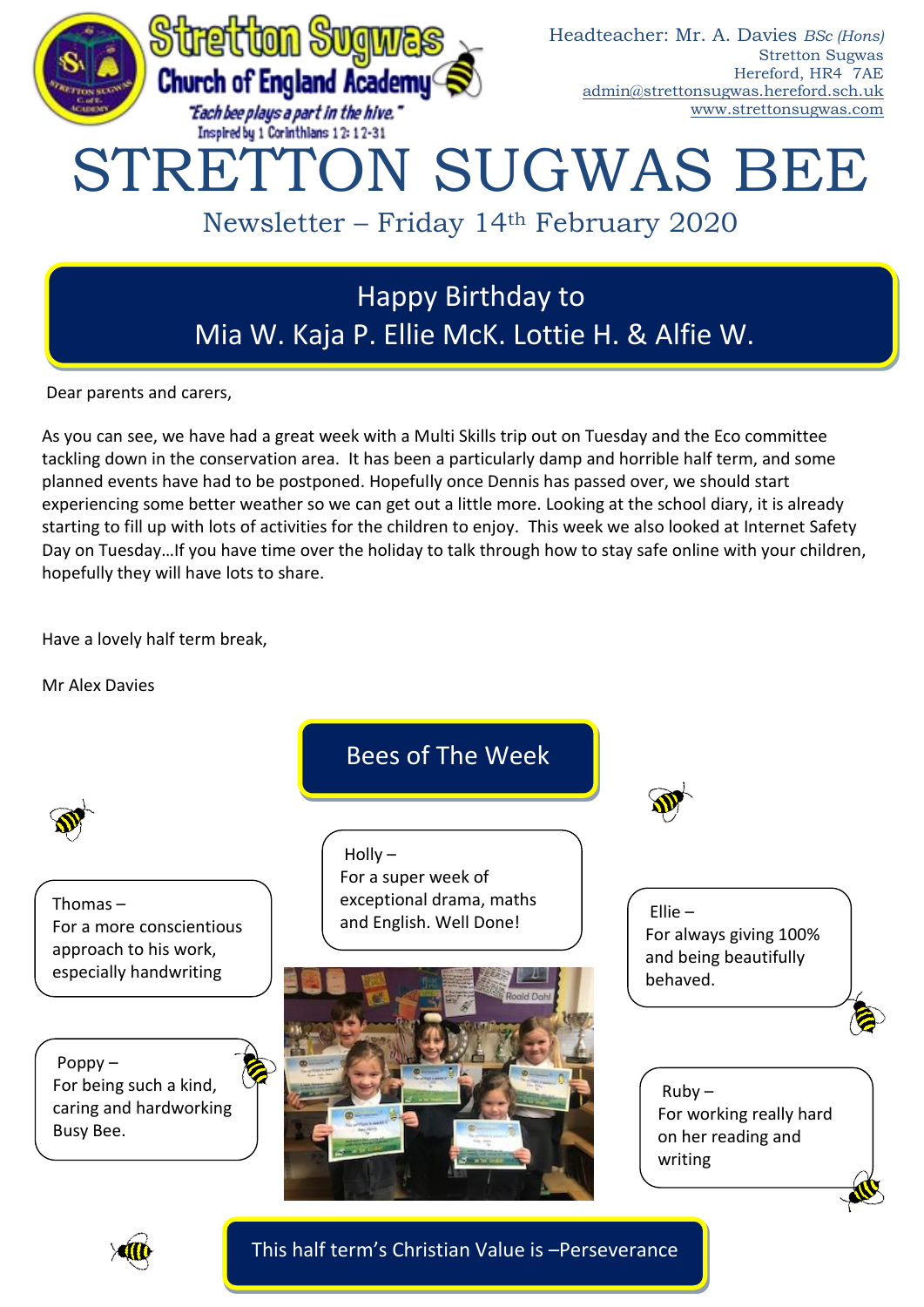Stretton Sugwas Church of England Academy

*"Each bee plays a part in the hive."*
Inspired by 1 Corinthians 12: 12-31

Headteacher: Mr. A. Davies *BSc (Hons)*
Stretton Sugwas
Hereford, HR4 7AE
admin@strettonsugwas.hereford.sch.uk
www.strettonsugwas.com

# STRETTON SUGWAS BEE

## Newsletter – Friday 14th February 2020

**Happy Birthday to**
**Mia W. Kaja P. Ellie McK. Lottie H. & Alfie W.**

Dear parents and carers,

As you can see, we have had a great week with a Multi Skills trip out on Tuesday and the Eco committee tackling down in the conservation area. It has been a particularly damp and horrible half term, and some planned events have had to be postponed. Hopefully once Dennis has passed over, we should start experiencing some better weather so we can get out a little more. Looking at the school diary, it is already starting to fill up with lots of activities for the children to enjoy. This week we also looked at Internet Safety Day on Tuesday…If you have time over the holiday to talk through how to stay safe online with your children, hopefully they will have lots to share.

Have a lovely half term break,

Mr Alex Davies

## Bees of The Week

Holly – For a super week of exceptional drama, maths and English. Well Done!

Thomas – For a more conscientious approach to his work, especially handwriting

Ellie – For always giving 100% and being beautifully behaved.

Poppy – For being such a kind, caring and hardworking Busy Bee.

Ruby – For working really hard on her reading and writing

**This half term's Christian Value is –Perseverance**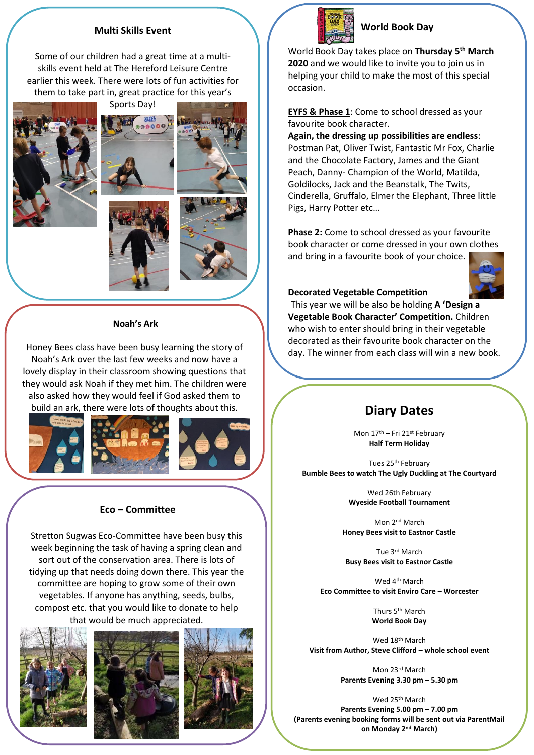## Multi Skills Event

Some of our children had a great time at a multi-skills event held at The Hereford Leisure Centre earlier this week. There were lots of fun activities for them to take part in, great practice for this year's Sports Day!

## Noah's Ark

Honey Bees class have been busy learning the story of Noah's Ark over the last few weeks and now have a lovely display in their classroom showing questions that they would ask Noah if they met him. The children were also asked how they would feel if God asked them to build an ark, there were lots of thoughts about this.

## Eco – Committee

Stretton Sugwas Eco-Committee have been busy this week beginning the task of having a spring clean and sort out of the conservation area. There is lots of tidying up that needs doing down there. This year the committee are hoping to grow some of their own vegetables. If anyone has anything, seeds, bulbs, compost etc. that you would like to donate to help that would be much appreciated.

## World Book Day

World Book Day takes place on **Thursday 5th March 2020** and we would like to invite you to join us in helping your child to make the most of this special occasion.

**EYFS & Phase 1**: Come to school dressed as your favourite book character.

**Again, the dressing up possibilities are endless**: Postman Pat, Oliver Twist, Fantastic Mr Fox, Charlie and the Chocolate Factory, James and the Giant Peach, Danny- Champion of the World, Matilda, Goldilocks, Jack and the Beanstalk, The Twits, Cinderella, Gruffalo, Elmer the Elephant, Three little Pigs, Harry Potter etc…

**Phase 2:** Come to school dressed as your favourite book character or come dressed in your own clothes and bring in a favourite book of your choice.

**Decorated Vegetable Competition**

This year we will be also be holding **A 'Design a Vegetable Book Character' Competition.** Children who wish to enter should bring in their vegetable decorated as their favourite book character on the day. The winner from each class will win a new book.

## Diary Dates

Mon 17th – Fri 21st February
**Half Term Holiday**

Tues 25th February
**Bumble Bees to watch The Ugly Duckling at The Courtyard**

Wed 26th February
**Wyeside Football Tournament**

Mon 2nd March
**Honey Bees visit to Eastnor Castle**

Tue 3rd March
**Busy Bees visit to Eastnor Castle**

Wed 4th March
**Eco Committee to visit Enviro Care – Worcester**

Thurs 5th March
**World Book Day**

Wed 18th March
**Visit from Author, Steve Clifford – whole school event**

Mon 23rd March
**Parents Evening 3.30 pm – 5.30 pm**

Wed 25th March
**Parents Evening 5.00 pm – 7.00 pm**
**(Parents evening booking forms will be sent out via ParentMail on Monday 2nd March)**